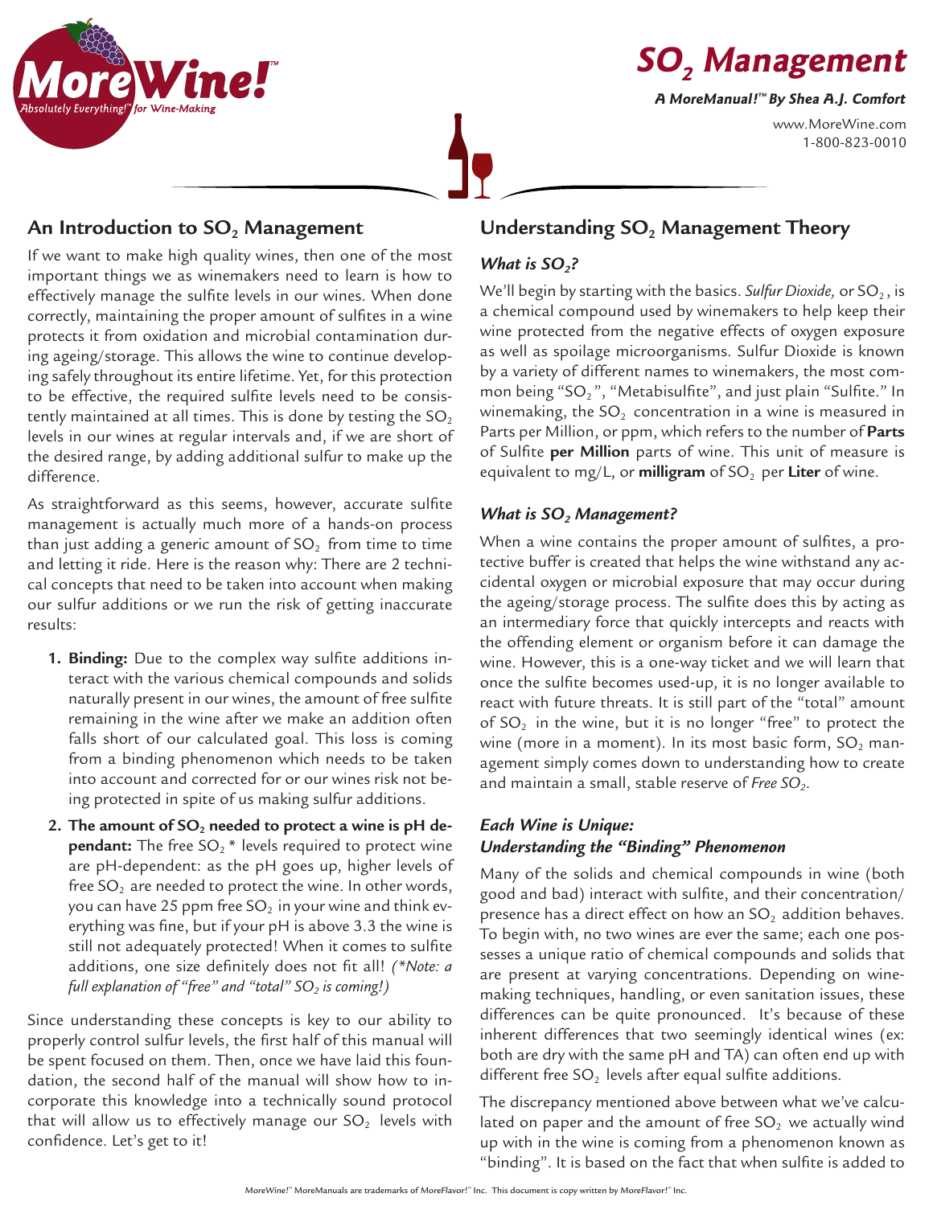# $SO_2$ Management

***A MoreManual!™ By Shea A.J. Comfort***

www.MoreWine.com
1-800-823-0010

## An Introduction to $SO_2$ Management

If we want to make high quality wines, then one of the most important things we as winemakers need to learn is how to effectively manage the sulfite levels in our wines. When done correctly, maintaining the proper amount of sulfites in a wine protects it from oxidation and microbial contamination during ageing/storage. This allows the wine to continue developing safely throughout its entire lifetime. Yet, for this protection to be effective, the required sulfite levels need to be consistently maintained at all times. This is done by testing the $SO_2$ levels in our wines at regular intervals and, if we are short of the desired range, by adding additional sulfur to make up the difference.

As straightforward as this seems, however, accurate sulfite management is actually much more of a hands-on process than just adding a generic amount of $SO_2$ from time to time and letting it ride. Here is the reason why: There are 2 technical concepts that need to be taken into account when making our sulfur additions or we run the risk of getting inaccurate results:

1. **Binding:** Due to the complex way sulfite additions interact with the various chemical compounds and solids naturally present in our wines, the amount of free sulfite remaining in the wine after we make an addition often falls short of our calculated goal. This loss is coming from a binding phenomenon which needs to be taken into account and corrected for or our wines risk not being protected in spite of us making sulfur additions.
2. **The amount of $SO_2$ needed to protect a wine is pH dependant:** The free $SO_2$ * levels required to protect wine are pH-dependent: as the pH goes up, higher levels of free $SO_2$ are needed to protect the wine. In other words, you can have 25 ppm free $SO_2$ in your wine and think everything was fine, but if your pH is above 3.3 the wine is still not adequately protected! When it comes to sulfite additions, one size definitely does not fit all! *(*Note: a full explanation of "free" and "total" $SO_2$ is coming!)*

Since understanding these concepts is key to our ability to properly control sulfur levels, the first half of this manual will be spent focused on them. Then, once we have laid this foundation, the second half of the manual will show how to incorporate this knowledge into a technically sound protocol that will allow us to effectively manage our $SO_2$ levels with confidence. Let's get to it!

## Understanding $SO_2$ Management Theory

### *What is $SO_2$?*

We'll begin by starting with the basics. *Sulfur Dioxide,* or $SO_2$, is a chemical compound used by winemakers to help keep their wine protected from the negative effects of oxygen exposure as well as spoilage microorganisms. Sulfur Dioxide is known by a variety of different names to winemakers, the most common being "$SO_2$", "Metabisulfite", and just plain "Sulfite." In winemaking, the $SO_2$ concentration in a wine is measured in Parts per Million, or ppm, which refers to the number of **Parts** of Sulfite **per Million** parts of wine. This unit of measure is equivalent to mg/L, or **milligram** of $SO_2$ per **Liter** of wine.

### *What is $SO_2$ Management?*

When a wine contains the proper amount of sulfites, a protective buffer is created that helps the wine withstand any accidental oxygen or microbial exposure that may occur during the ageing/storage process. The sulfite does this by acting as an intermediary force that quickly intercepts and reacts with the offending element or organism before it can damage the wine. However, this is a one-way ticket and we will learn that once the sulfite becomes used-up, it is no longer available to react with future threats. It is still part of the "total" amount of $SO_2$ in the wine, but it is no longer "free" to protect the wine (more in a moment). In its most basic form, $SO_2$ management simply comes down to understanding how to create and maintain a small, stable reserve of *Free $SO_2$*.

### *Each Wine is Unique: Understanding the "Binding" Phenomenon*

Many of the solids and chemical compounds in wine (both good and bad) interact with sulfite, and their concentration/presence has a direct effect on how an $SO_2$ addition behaves. To begin with, no two wines are ever the same; each one possesses a unique ratio of chemical compounds and solids that are present at varying concentrations. Depending on winemaking techniques, handling, or even sanitation issues, these differences can be quite pronounced. It's because of these inherent differences that two seemingly identical wines (ex: both are dry with the same pH and TA) can often end up with different free $SO_2$ levels after equal sulfite additions.

The discrepancy mentioned above between what we've calculated on paper and the amount of free $SO_2$ we actually wind up with in the wine is coming from a phenomenon known as "binding". It is based on the fact that when sulfite is added to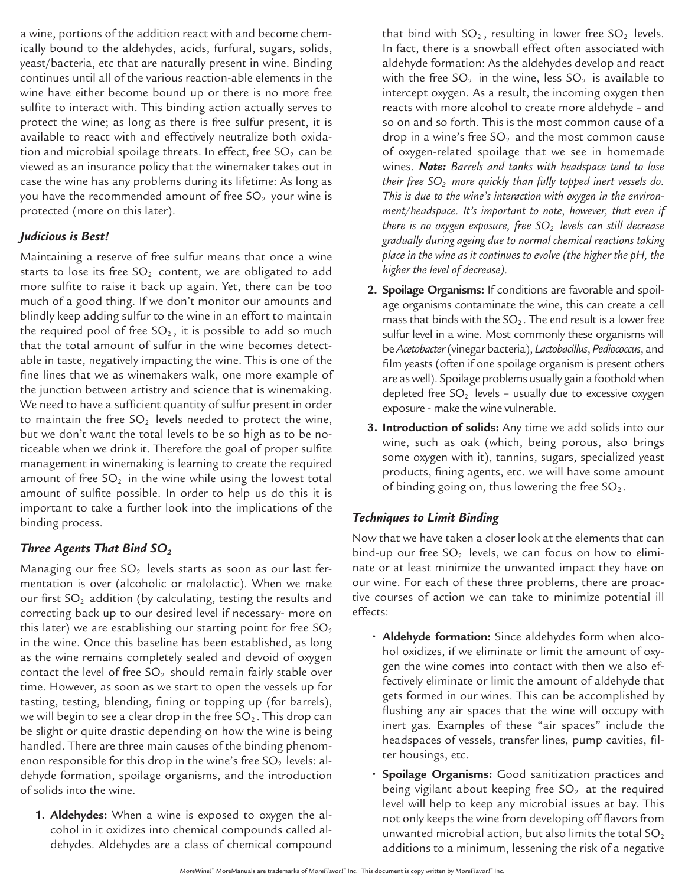a wine, portions of the addition react with and become chemically bound to the aldehydes, acids, furfural, sugars, solids, yeast/bacteria, etc that are naturally present in wine. Binding continues until all of the various reaction-able elements in the wine have either become bound up or there is no more free sulfite to interact with. This binding action actually serves to protect the wine; as long as there is free sulfur present, it is available to react with and effectively neutralize both oxidation and microbial spoilage threats. In effect, free $SO_2$ can be viewed as an insurance policy that the winemaker takes out in case the wine has any problems during its lifetime: As long as you have the recommended amount of free $SO_2$ your wine is protected (more on this later).

### *Judicious is Best!*

Maintaining a reserve of free sulfur means that once a wine starts to lose its free $SO_2$ content, we are obligated to add more sulfite to raise it back up again. Yet, there can be too much of a good thing. If we don't monitor our amounts and blindly keep adding sulfur to the wine in an effort to maintain the required pool of free $SO_2$, it is possible to add so much that the total amount of sulfur in the wine becomes detectable in taste, negatively impacting the wine. This is one of the fine lines that we as winemakers walk, one more example of the junction between artistry and science that is winemaking. We need to have a sufficient quantity of sulfur present in order to maintain the free $SO_2$ levels needed to protect the wine, but we don't want the total levels to be so high as to be noticeable when we drink it. Therefore the goal of proper sulfite management in winemaking is learning to create the required amount of free $SO_2$ in the wine while using the lowest total amount of sulfite possible. In order to help us do this it is important to take a further look into the implications of the binding process.

### *Three Agents That Bind $SO_2$*

Managing our free $SO_2$ levels starts as soon as our last fermentation is over (alcoholic or malolactic). When we make our first $SO_2$ addition (by calculating, testing the results and correcting back up to our desired level if necessary- more on this later) we are establishing our starting point for free $SO_2$ in the wine. Once this baseline has been established, as long as the wine remains completely sealed and devoid of oxygen contact the level of free $SO_2$ should remain fairly stable over time. However, as soon as we start to open the vessels up for tasting, testing, blending, fining or topping up (for barrels), we will begin to see a clear drop in the free $SO_2$. This drop can be slight or quite drastic depending on how the wine is being handled. There are three main causes of the binding phenomenon responsible for this drop in the wine's free $SO_2$ levels: aldehyde formation, spoilage organisms, and the introduction of solids into the wine.

1. **Aldehydes:** When a wine is exposed to oxygen the alcohol in it oxidizes into chemical compounds called aldehydes. Aldehydes are a class of chemical compound that bind with $SO_2$, resulting in lower free $SO_2$ levels. In fact, there is a snowball effect often associated with aldehyde formation: As the aldehydes develop and react with the free $SO_2$ in the wine, less $SO_2$ is available to intercept oxygen. As a result, the incoming oxygen then reacts with more alcohol to create more aldehyde – and so on and so forth. This is the most common cause of a drop in a wine's free $SO_2$ and the most common cause of oxygen-related spoilage that we see in homemade wines. ***Note:*** *Barrels and tanks with headspace tend to lose their free $SO_2$ more quickly than fully topped inert vessels do. This is due to the wine's interaction with oxygen in the environment/headspace. It's important to note, however, that even if there is no oxygen exposure, free $SO_2$ levels can still decrease gradually during ageing due to normal chemical reactions taking place in the wine as it continues to evolve (the higher the pH, the higher the level of decrease).*
2. **Spoilage Organisms:** If conditions are favorable and spoilage organisms contaminate the wine, this can create a cell mass that binds with the $SO_2$. The end result is a lower free sulfur level in a wine. Most commonly these organisms will be *Acetobacter* (vinegar bacteria), *Lactobacillus*, *Pediococcus*, and film yeasts (often if one spoilage organism is present others are as well). Spoilage problems usually gain a foothold when depleted free $SO_2$ levels – usually due to excessive oxygen exposure - make the wine vulnerable.
3. **Introduction of solids:** Any time we add solids into our wine, such as oak (which, being porous, also brings some oxygen with it), tannins, sugars, specialized yeast products, fining agents, etc. we will have some amount of binding going on, thus lowering the free $SO_2$.

### *Techniques to Limit Binding*

Now that we have taken a closer look at the elements that can bind-up our free $SO_2$ levels, we can focus on how to eliminate or at least minimize the unwanted impact they have on our wine. For each of these three problems, there are proactive courses of action we can take to minimize potential ill effects:

- **Aldehyde formation:** Since aldehydes form when alcohol oxidizes, if we eliminate or limit the amount of oxygen the wine comes into contact with then we also effectively eliminate or limit the amount of aldehyde that gets formed in our wines. This can be accomplished by flushing any air spaces that the wine will occupy with inert gas. Examples of these "air spaces" include the headspaces of vessels, transfer lines, pump cavities, filter housings, etc.
- **Spoilage Organisms:** Good sanitization practices and being vigilant about keeping free $SO_2$ at the required level will help to keep any microbial issues at bay. This not only keeps the wine from developing off flavors from unwanted microbial action, but also limits the total $SO_2$ additions to a minimum, lessening the risk of a negative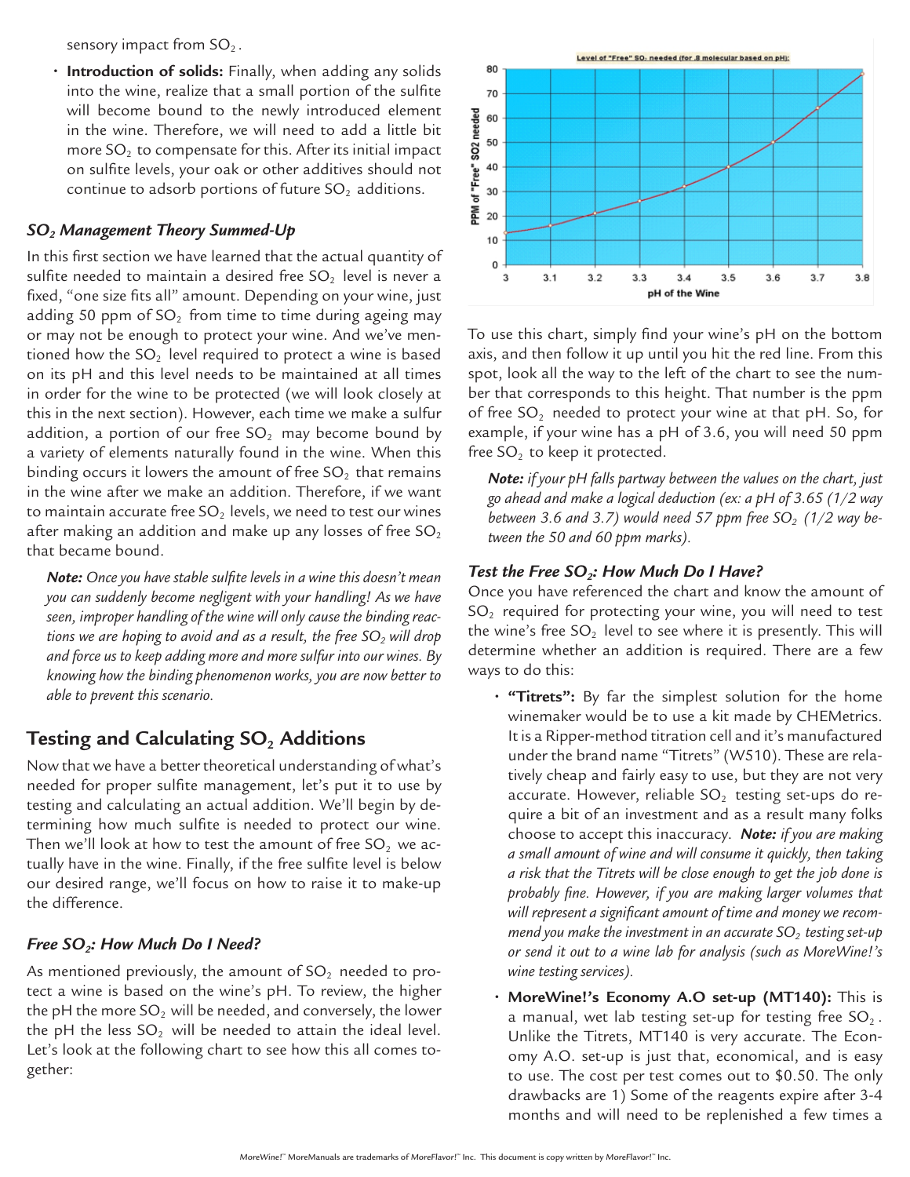sensory impact from $SO_2$.

- **Introduction of solids:** Finally, when adding any solids into the wine, realize that a small portion of the sulfite will become bound to the newly introduced element in the wine. Therefore, we will need to add a little bit more $SO_2$ to compensate for this. After its initial impact on sulfite levels, your oak or other additives should not continue to adsorb portions of future $SO_2$ additions.

### *$SO_2$ Management Theory Summed-Up*

In this first section we have learned that the actual quantity of sulfite needed to maintain a desired free $SO_2$ level is never a fixed, "one size fits all" amount. Depending on your wine, just adding 50 ppm of $SO_2$ from time to time during ageing may or may not be enough to protect your wine. And we've mentioned how the $SO_2$ level required to protect a wine is based on its pH and this level needs to be maintained at all times in order for the wine to be protected (we will look closely at this in the next section). However, each time we make a sulfur addition, a portion of our free $SO_2$ may become bound by a variety of elements naturally found in the wine. When this binding occurs it lowers the amount of free $SO_2$ that remains in the wine after we make an addition. Therefore, if we want to maintain accurate free $SO_2$ levels, we need to test our wines after making an addition and make up any losses of free $SO_2$ that became bound.

> ***Note:*** *Once you have stable sulfite levels in a wine this doesn't mean you can suddenly become negligent with your handling! As we have seen, improper handling of the wine will only cause the binding reactions we are hoping to avoid and as a result, the free $SO_2$ will drop and force us to keep adding more and more sulfur into our wines. By knowing how the binding phenomenon works, you are now better to able to prevent this scenario.*

## Testing and Calculating $SO_2$ Additions

Now that we have a better theoretical understanding of what's needed for proper sulfite management, let's put it to use by testing and calculating an actual addition. We'll begin by determining how much sulfite is needed to protect our wine. Then we'll look at how to test the amount of free $SO_2$ we actually have in the wine. Finally, if the free sulfite level is below our desired range, we'll focus on how to raise it to make-up the difference.

### *Free $SO_2$: How Much Do I Need?*

As mentioned previously, the amount of $SO_2$ needed to protect a wine is based on the wine's pH. To review, the higher the pH the more $SO_2$ will be needed, and conversely, the lower the pH the less $SO_2$ will be needed to attain the ideal level. Let's look at the following chart to see how this all comes together:

Level of "Free" $SO_2$ needed (for .8 molecular based on pH):

| pH of the Wine | PPM of "Free" SO2 needed |
|---|---|
| 3 | 13 |
| 3.1 | 16 |
| 3.2 | 21 |
| 3.3 | 26 |
| 3.4 | 32 |
| 3.5 | 40 |
| 3.6 | 50 |
| 3.7 | 64 |
| 3.8 | 78 |

To use this chart, simply find your wine's pH on the bottom axis, and then follow it up until you hit the red line. From this spot, look all the way to the left of the chart to see the number that corresponds to this height. That number is the ppm of free $SO_2$ needed to protect your wine at that pH. So, for example, if your wine has a pH of 3.6, you will need 50 ppm free $SO_2$ to keep it protected.

> ***Note:*** *if your pH falls partway between the values on the chart, just go ahead and make a logical deduction (ex: a pH of 3.65 (1/2 way between 3.6 and 3.7) would need 57 ppm free $SO_2$ (1/2 way between the 50 and 60 ppm marks).*

### *Test the Free $SO_2$: How Much Do I Have?*

Once you have referenced the chart and know the amount of $SO_2$ required for protecting your wine, you will need to test the wine's free $SO_2$ level to see where it is presently. This will determine whether an addition is required. There are a few ways to do this:

- **"Titrets":** By far the simplest solution for the home winemaker would be to use a kit made by CHEMetrics. It is a Ripper-method titration cell and it's manufactured under the brand name "Titrets" (W510). These are relatively cheap and fairly easy to use, but they are not very accurate. However, reliable $SO_2$ testing set-ups do require a bit of an investment and as a result many folks choose to accept this inaccuracy. ***Note:*** *if you are making a small amount of wine and will consume it quickly, then taking a risk that the Titrets will be close enough to get the job done is probably fine. However, if you are making larger volumes that will represent a significant amount of time and money we recommend you make the investment in an accurate $SO_2$ testing set-up or send it out to a wine lab for analysis (such as MoreWine!'s wine testing services).*

- **MoreWine!'s Economy A.O set-up (MT140):** This is a manual, wet lab testing set-up for testing free $SO_2$. Unlike the Titrets, MT140 is very accurate. The Economy A.O. set-up is just that, economical, and is easy to use. The cost per test comes out to \$0.50. The only drawbacks are 1) Some of the reagents expire after 3-4 months and will need to be replenished a few times a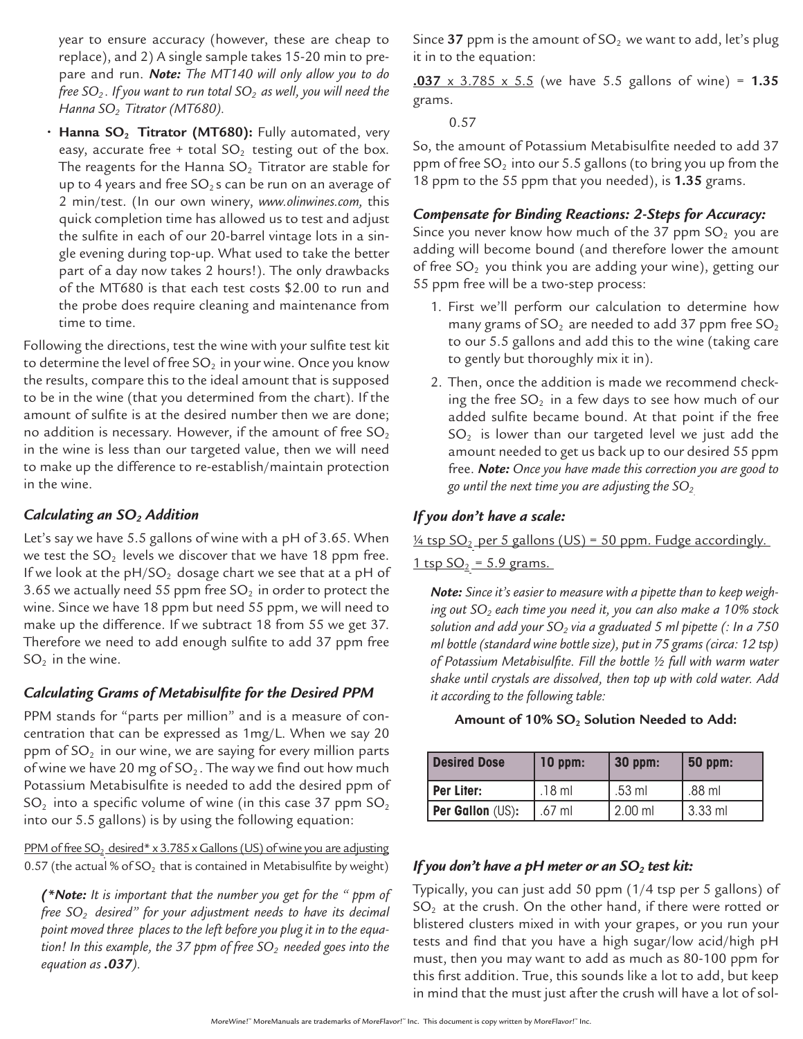year to ensure accuracy (however, these are cheap to replace), and 2) A single sample takes 15-20 min to prepare and run. ***Note:*** *The MT140 will only allow you to do free $SO_2$. If you want to run total $SO_2$ as well, you will need the Hanna $SO_2$ Titrator (MT680).*

- **Hanna $SO_2$ Titrator (MT680):** Fully automated, very easy, accurate free + total $SO_2$ testing out of the box. The reagents for the Hanna $SO_2$ Titrator are stable for up to 4 years and free $SO_2$s can be run on an average of 2 min/test. (In our own winery, *www.olinwines.com,* this quick completion time has allowed us to test and adjust the sulfite in each of our 20-barrel vintage lots in a single evening during top-up. What used to take the better part of a day now takes 2 hours!). The only drawbacks of the MT680 is that each test costs $2.00 to run and the probe does require cleaning and maintenance from time to time.

Following the directions, test the wine with your sulfite test kit to determine the level of free $SO_2$ in your wine. Once you know the results, compare this to the ideal amount that is supposed to be in the wine (that you determined from the chart). If the amount of sulfite is at the desired number then we are done; no addition is necessary. However, if the amount of free $SO_2$ in the wine is less than our targeted value, then we will need to make up the difference to re-establish/maintain protection in the wine.

### *Calculating an $SO_2$ Addition*

Let's say we have 5.5 gallons of wine with a pH of 3.65. When we test the $SO_2$ levels we discover that we have 18 ppm free. If we look at the pH/$SO_2$ dosage chart we see that at a pH of 3.65 we actually need 55 ppm free $SO_2$ in order to protect the wine. Since we have 18 ppm but need 55 ppm, we will need to make up the difference. If we subtract 18 from 55 we get 37. Therefore we need to add enough sulfite to add 37 ppm free $SO_2$ in the wine.

### *Calculating Grams of Metabisulfite for the Desired PPM*

PPM stands for "parts per million" and is a measure of concentration that can be expressed as 1mg/L. When we say 20 ppm of $SO_2$ in our wine, we are saying for every million parts of wine we have 20 mg of $SO_2$. The way we find out how much Potassium Metabisulfite is needed to add the desired ppm of $SO_2$ into a specific volume of wine (in this case 37 ppm $SO_2$ into our 5.5 gallons) is by using the following equation:

$$\frac{\text{PPM of free } SO_2 \text{ desired* } \times 3.785 \times \text{Gallons (US) of wine you are adjusting}}{0.57 \text{ (the actual \% of } SO_2 \text{ that is contained in Metabisulfite by weight)}}$$

***(\*Note:*** *It is important that the number you get for the " ppm of free $SO_2$ desired" for your adjustment needs to have its decimal point moved three places to the left before you plug it in to the equation! In this example, the 37 ppm of free $SO_2$ needed goes into the equation as* ***.037****).*

Since **37** ppm is the amount of $SO_2$ we want to add, let's plug it in to the equation:

$$\frac{\mathbf{.037} \times 3.785 \times 5.5}{0.57}$$ (we have 5.5 gallons of wine) = **1.35** grams.

So, the amount of Potassium Metabisulfite needed to add 37 ppm of free $SO_2$ into our 5.5 gallons (to bring you up from the 18 ppm to the 55 ppm that you needed), is **1.35** grams.

### *Compensate for Binding Reactions: 2-Steps for Accuracy:*

Since you never know how much of the 37 ppm $SO_2$ you are adding will become bound (and therefore lower the amount of free $SO_2$ you think you are adding your wine), getting our 55 ppm free will be a two-step process:

1. First we'll perform our calculation to determine how many grams of $SO_2$ are needed to add 37 ppm free $SO_2$ to our 5.5 gallons and add this to the wine (taking care to gently but thoroughly mix it in).
2. Then, once the addition is made we recommend checking the free $SO_2$ in a few days to see how much of our added sulfite became bound. At that point if the free $SO_2$ is lower than our targeted level we just add the amount needed to get us back up to our desired 55 ppm free. ***Note:*** *Once you have made this correction you are good to go until the next time you are adjusting the $SO_2$*

### *If you don't have a scale:*

¼ tsp $SO_2$ per 5 gallons (US) = 50 ppm. Fudge accordingly.

1 tsp $SO_2$ = 5.9 grams.

***Note:*** *Since it's easier to measure with a pipette than to keep weighing out $SO_2$ each time you need it, you can also make a 10% stock solution and add your $SO_2$ via a graduated 5 ml pipette (: In a 750 ml bottle (standard wine bottle size), put in 75 grams (circa: 12 tsp) of Potassium Metabisulfite. Fill the bottle ½ full with warm water shake until crystals are dissolved, then top up with cold water. Add it according to the following table:*

**Amount of 10% $SO_2$ Solution Needed to Add:**

| Desired Dose | 10 ppm: | 30 ppm: | 50 ppm: |
|---|---|---|---|
| Per Liter: | .18 ml | .53 ml | .88 ml |
| Per Gallon (US): | .67 ml | 2.00 ml | 3.33 ml |

### *If you don't have a pH meter or an $SO_2$ test kit:*

Typically, you can just add 50 ppm (1/4 tsp per 5 gallons) of $SO_2$ at the crush. On the other hand, if there were rotted or blistered clusters mixed in with your grapes, or you run your tests and find that you have a high sugar/low acid/high pH must, then you may want to add as much as 80-100 ppm for this first addition. True, this sounds like a lot to add, but keep in mind that the must just after the crush will have a lot of sol-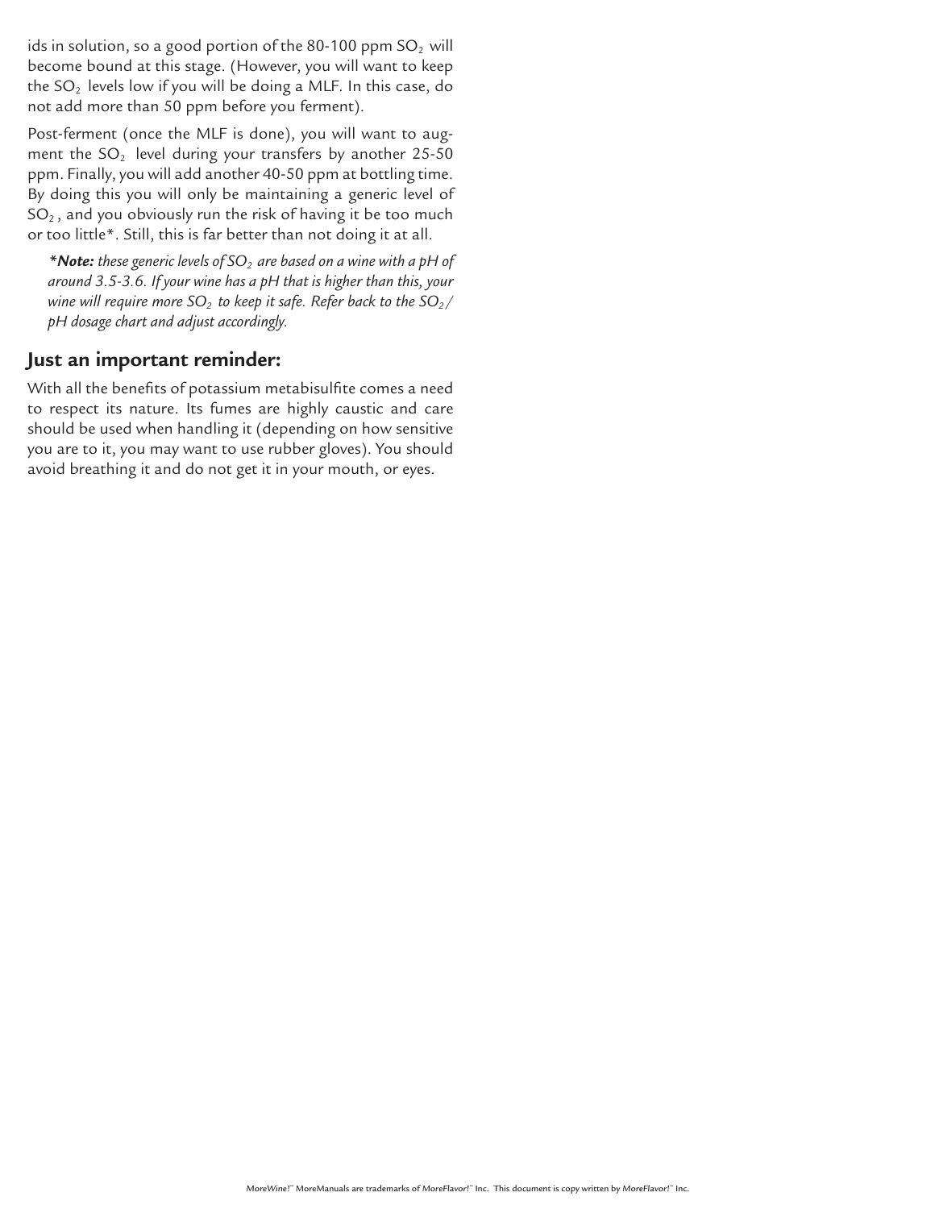ids in solution, so a good portion of the 80-100 ppm $SO_2$ will become bound at this stage. (However, you will want to keep the $SO_2$ levels low if you will be doing a MLF. In this case, do not add more than 50 ppm before you ferment).

Post-ferment (once the MLF is done), you will want to augment the $SO_2$ level during your transfers by another 25-50 ppm. Finally, you will add another 40-50 ppm at bottling time. By doing this you will only be maintaining a generic level of $SO_2$, and you obviously run the risk of having it be too much or too little*. Still, this is far better than not doing it at all.

> ***Note:** these generic levels of $SO_2$ are based on a wine with a pH of around 3.5-3.6. If your wine has a pH that is higher than this, your wine will require more $SO_2$ to keep it safe. Refer back to the $SO_2$/pH dosage chart and adjust accordingly.*

## Just an important reminder:

With all the benefits of potassium metabisulfite comes a need to respect its nature. Its fumes are highly caustic and care should be used when handling it (depending on how sensitive you are to it, you may want to use rubber gloves). You should avoid breathing it and do not get it in your mouth, or eyes.

MoreWine!™ MoreManuals are trademarks of MoreFlavor!™ Inc. This document is copy written by MoreFlavor!™ Inc.